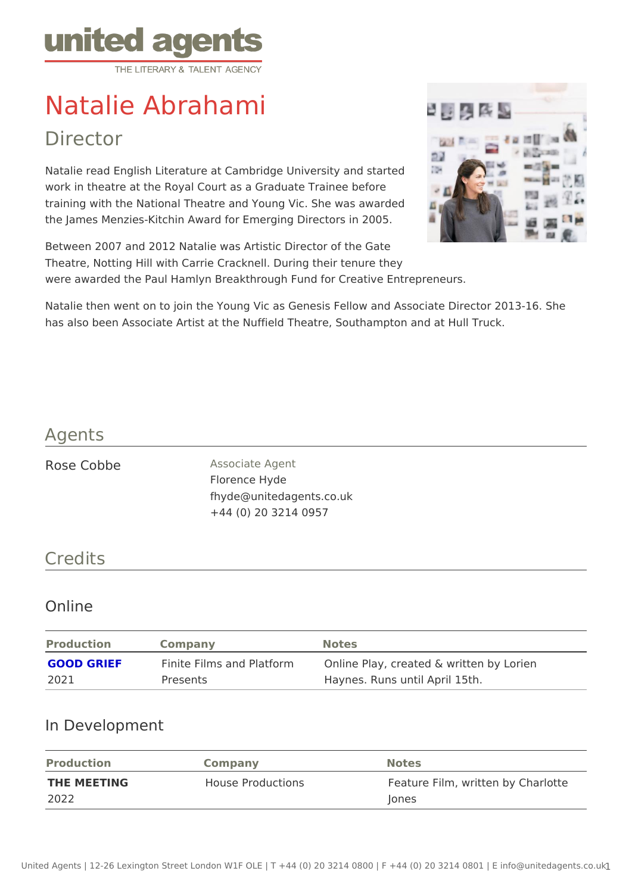united agents
THE LITERARY & TALENT AGENCY

# Natalie Abrahami

## Director

Natalie read English Literature at Cambridge University and started work in theatre at the Royal Court as a Graduate Trainee before training with the National Theatre and Young Vic. She was awarded the James Menzies-Kitchin Award for Emerging Directors in 2005.

Between 2007 and 2012 Natalie was Artistic Director of the Gate Theatre, Notting Hill with Carrie Cracknell. During their tenure they were awarded the Paul Hamlyn Breakthrough Fund for Creative Entrepreneurs.

Natalie then went on to join the Young Vic as Genesis Fellow and Associate Director 2013-16. She has also been Associate Artist at the Nuffield Theatre, Southampton and at Hull Truck.

## Agents

Rose Cobbe

Associate Agent
Florence Hyde
fhyde@unitedagents.co.uk
+44 (0) 20 3214 0957

## Credits

### Online

| Production | Company | Notes |
| --- | --- | --- |
| **GOOD GRIEF** 2021 | Finite Films and Platform Presents | Online Play, created & written by Lorien Haynes. Runs until April 15th. |

### In Development

| Production | Company | Notes |
| --- | --- | --- |
| **THE MEETING** 2022 | House Productions | Feature Film, written by Charlotte Jones |

United Agents | 12-26 Lexington Street London W1F OLE | T +44 (0) 20 3214 0800 | F +44 (0) 20 3214 0801 | E info@unitedagents.co.uk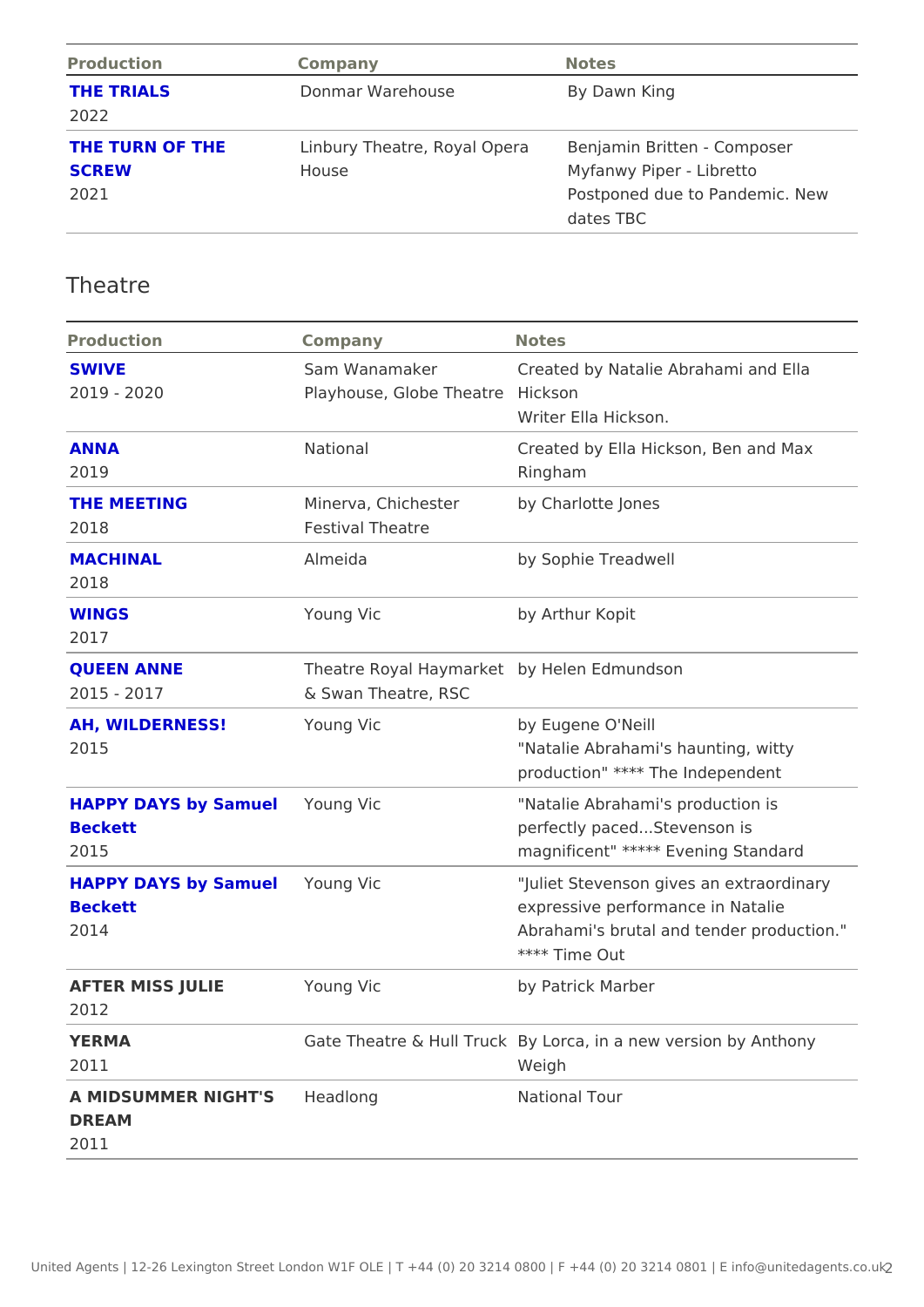| Production | Company | Notes |
| --- | --- | --- |
| **THE TRIALS** 2022 | Donmar Warehouse | By Dawn King |
| **THE TURN OF THE SCREW** 2021 | Linbury Theatre, Royal Opera House | Benjamin Britten - Composer Myfanwy Piper - Libretto Postponed due to Pandemic. New dates TBC |

## Theatre

| Production | Company | Notes |
| --- | --- | --- |
| **SWIVE** 2019 - 2020 | Sam Wanamaker Playhouse, Globe Theatre | Created by Natalie Abrahami and Ella Hickson Writer Ella Hickson. |
| **ANNA** 2019 | National | Created by Ella Hickson, Ben and Max Ringham |
| **THE MEETING** 2018 | Minerva, Chichester Festival Theatre | by Charlotte Jones |
| **MACHINAL** 2018 | Almeida | by Sophie Treadwell |
| **WINGS** 2017 | Young Vic | by Arthur Kopit |
| **QUEEN ANNE** 2015 - 2017 | Theatre Royal Haymarket & Swan Theatre, RSC | by Helen Edmundson |
| **AH, WILDERNESS!** 2015 | Young Vic | by Eugene O'Neill "Natalie Abrahami's haunting, witty production" **** The Independent |
| **HAPPY DAYS by Samuel Beckett** 2015 | Young Vic | "Natalie Abrahami's production is perfectly paced...Stevenson is magnificent" ***** Evening Standard |
| **HAPPY DAYS by Samuel Beckett** 2014 | Young Vic | "Juliet Stevenson gives an extraordinary expressive performance in Natalie Abrahami's brutal and tender production." **** Time Out |
| **AFTER MISS JULIE** 2012 | Young Vic | by Patrick Marber |
| **YERMA** 2011 | Gate Theatre & Hull Truck | By Lorca, in a new version by Anthony Weigh |
| **A MIDSUMMER NIGHT'S DREAM** 2011 | Headlong | National Tour |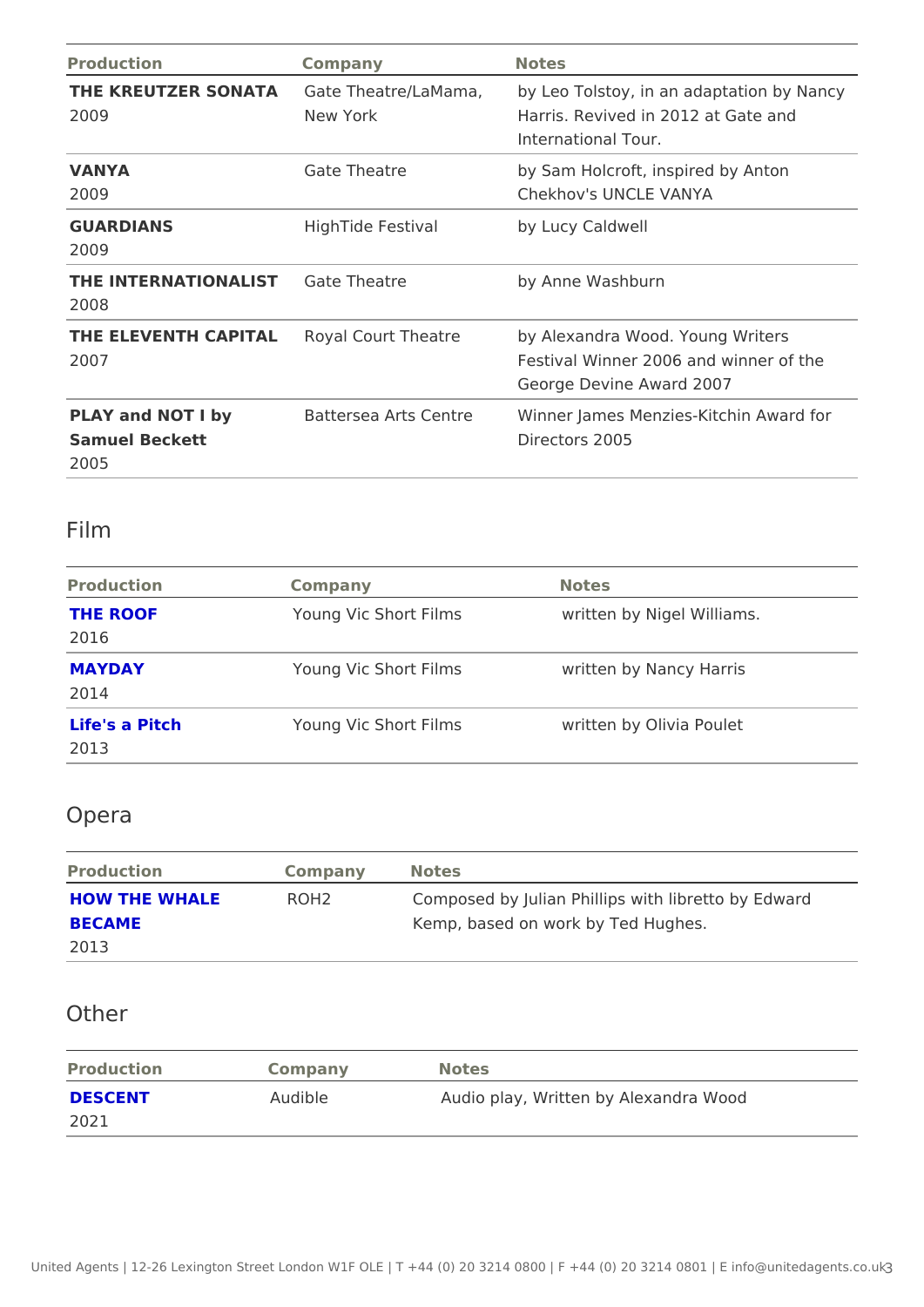| Production | Company | Notes |
|---|---|---|
| **THE KREUTZER SONATA** 2009 | Gate Theatre/LaMama, New York | by Leo Tolstoy, in an adaptation by Nancy Harris. Revived in 2012 at Gate and International Tour. |
| **VANYA** 2009 | Gate Theatre | by Sam Holcroft, inspired by Anton Chekhov's UNCLE VANYA |
| **GUARDIANS** 2009 | HighTide Festival | by Lucy Caldwell |
| **THE INTERNATIONALIST** 2008 | Gate Theatre | by Anne Washburn |
| **THE ELEVENTH CAPITAL** 2007 | Royal Court Theatre | by Alexandra Wood. Young Writers Festival Winner 2006 and winner of the George Devine Award 2007 |
| **PLAY and NOT I by Samuel Beckett** 2005 | Battersea Arts Centre | Winner James Menzies-Kitchin Award for Directors 2005 |

## Film

| Production | Company | Notes |
|---|---|---|
| **THE ROOF** 2016 | Young Vic Short Films | written by Nigel Williams. |
| **MAYDAY** 2014 | Young Vic Short Films | written by Nancy Harris |
| **Life's a Pitch** 2013 | Young Vic Short Films | written by Olivia Poulet |

## Opera

| Production | Company | Notes |
|---|---|---|
| **HOW THE WHALE BECAME** 2013 | ROH2 | Composed by Julian Phillips with libretto by Edward Kemp, based on work by Ted Hughes. |

## Other

| Production | Company | Notes |
|---|---|---|
| **DESCENT** 2021 | Audible | Audio play, Written by Alexandra Wood |